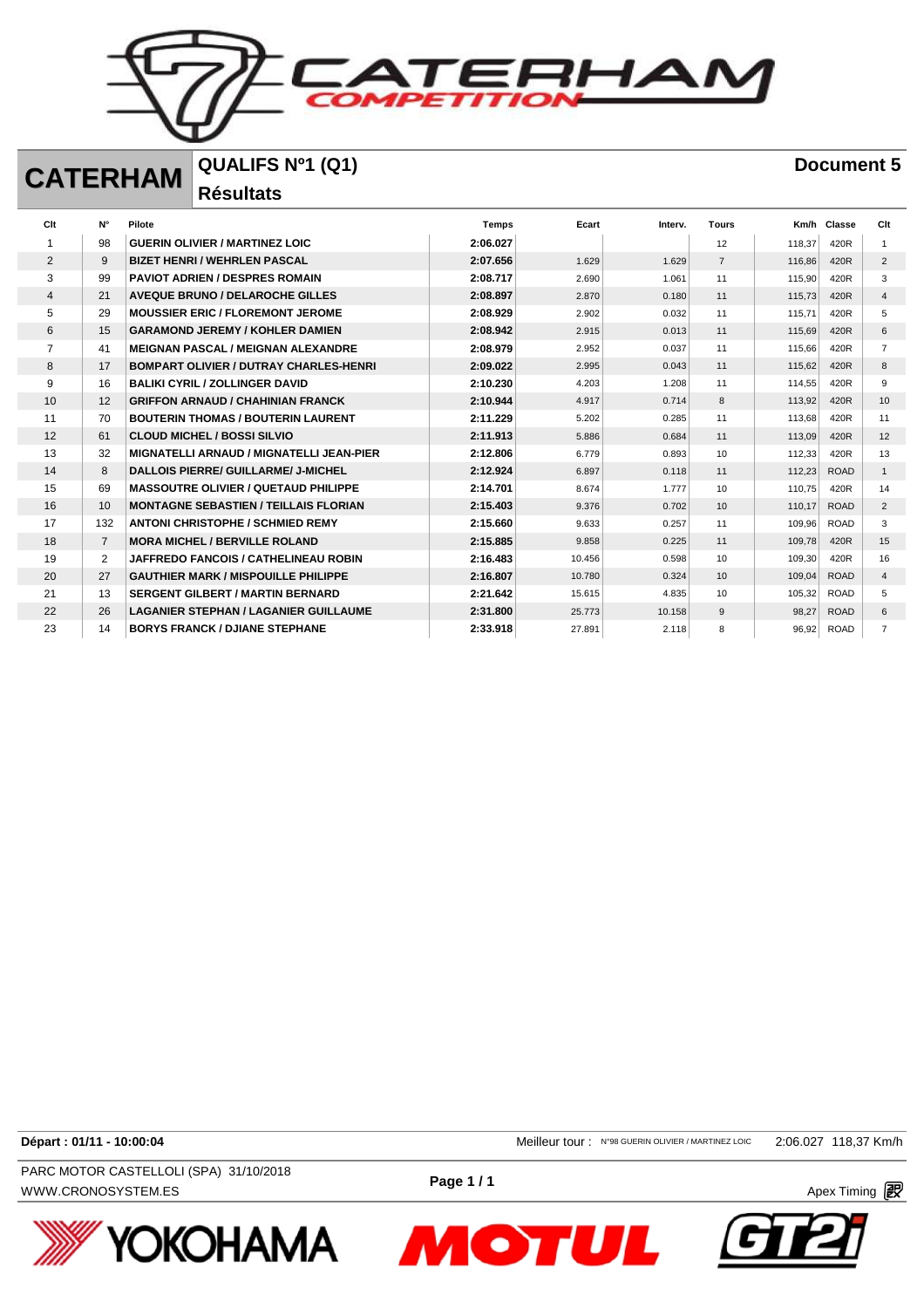# CATERHAM

## QUALIFS Nº1 (Q1)

**Résultats**

**Document 5**

| Clt | N° | Pilote | Temps | Ecart | Interv. | Tours | Km/h | Classe | Clt |
|---|---|---|---|---|---|---|---|---|---|
| 1 | 98 | **GUERIN OLIVIER / MARTINEZ LOIC** | **2:06.027** | | | 12 | 118,37 | 420R | 1 |
| 2 | 9 | **BIZET HENRI / WEHRLEN PASCAL** | **2:07.656** | 1.629 | 1.629 | 7 | 116,86 | 420R | 2 |
| 3 | 99 | **PAVIOT ADRIEN / DESPRES ROMAIN** | **2:08.717** | 2.690 | 1.061 | 11 | 115,90 | 420R | 3 |
| 4 | 21 | **AVEQUE BRUNO / DELAROCHE GILLES** | **2:08.897** | 2.870 | 0.180 | 11 | 115,73 | 420R | 4 |
| 5 | 29 | **MOUSSIER ERIC / FLOREMONT JEROME** | **2:08.929** | 2.902 | 0.032 | 11 | 115,71 | 420R | 5 |
| 6 | 15 | **GARAMOND JEREMY / KOHLER DAMIEN** | **2:08.942** | 2.915 | 0.013 | 11 | 115,69 | 420R | 6 |
| 7 | 41 | **MEIGNAN PASCAL / MEIGNAN ALEXANDRE** | **2:08.979** | 2.952 | 0.037 | 11 | 115,66 | 420R | 7 |
| 8 | 17 | **BOMPART OLIVIER / DUTRAY CHARLES-HENRI** | **2:09.022** | 2.995 | 0.043 | 11 | 115,62 | 420R | 8 |
| 9 | 16 | **BALIKI CYRIL / ZOLLINGER DAVID** | **2:10.230** | 4.203 | 1.208 | 11 | 114,55 | 420R | 9 |
| 10 | 12 | **GRIFFON ARNAUD / CHAHINIAN FRANCK** | **2:10.944** | 4.917 | 0.714 | 8 | 113,92 | 420R | 10 |
| 11 | 70 | **BOUTERIN THOMAS / BOUTERIN LAURENT** | **2:11.229** | 5.202 | 0.285 | 11 | 113,68 | 420R | 11 |
| 12 | 61 | **CLOUD MICHEL / BOSSI SILVIO** | **2:11.913** | 5.886 | 0.684 | 11 | 113,09 | 420R | 12 |
| 13 | 32 | **MIGNATELLI ARNAUD / MIGNATELLI JEAN-PIER** | **2:12.806** | 6.779 | 0.893 | 10 | 112,33 | 420R | 13 |
| 14 | 8 | **DALLOIS PIERRE/ GUILLARME/ J-MICHEL** | **2:12.924** | 6.897 | 0.118 | 11 | 112,23 | ROAD | 1 |
| 15 | 69 | **MASSOUTRE OLIVIER / QUETAUD PHILIPPE** | **2:14.701** | 8.674 | 1.777 | 10 | 110,75 | 420R | 14 |
| 16 | 10 | **MONTAGNE SEBASTIEN / TEILLAIS FLORIAN** | **2:15.403** | 9.376 | 0.702 | 10 | 110,17 | ROAD | 2 |
| 17 | 132 | **ANTONI CHRISTOPHE / SCHMIED REMY** | **2:15.660** | 9.633 | 0.257 | 11 | 109,96 | ROAD | 3 |
| 18 | 7 | **MORA MICHEL / BERVILLE ROLAND** | **2:15.885** | 9.858 | 0.225 | 11 | 109,78 | 420R | 15 |
| 19 | 2 | **JAFFREDO FANCOIS / CATHELINEAU ROBIN** | **2:16.483** | 10.456 | 0.598 | 10 | 109,30 | 420R | 16 |
| 20 | 27 | **GAUTHIER MARK / MISPOUILLE PHILIPPE** | **2:16.807** | 10.780 | 0.324 | 10 | 109,04 | ROAD | 4 |
| 21 | 13 | **SERGENT GILBERT / MARTIN BERNARD** | **2:21.642** | 15.615 | 4.835 | 10 | 105,32 | ROAD | 5 |
| 22 | 26 | **LAGANIER STEPHAN / LAGANIER GUILLAUME** | **2:31.800** | 25.773 | 10.158 | 9 | 98,27 | ROAD | 6 |
| 23 | 14 | **BORYS FRANCK / DJIANE STEPHANE** | **2:33.918** | 27.891 | 2.118 | 8 | 96,92 | ROAD | 7 |

**Départ : 01/11 - 10:00:04**

Meilleur tour : N°98 GUERIN OLIVIER / MARTINEZ LOIC 2:06.027 118,37 Km/h

PARC MOTOR CASTELLOLI (SPA) 31/10/2018
WWW.CRONOSYSTEM.ES

Apex Timing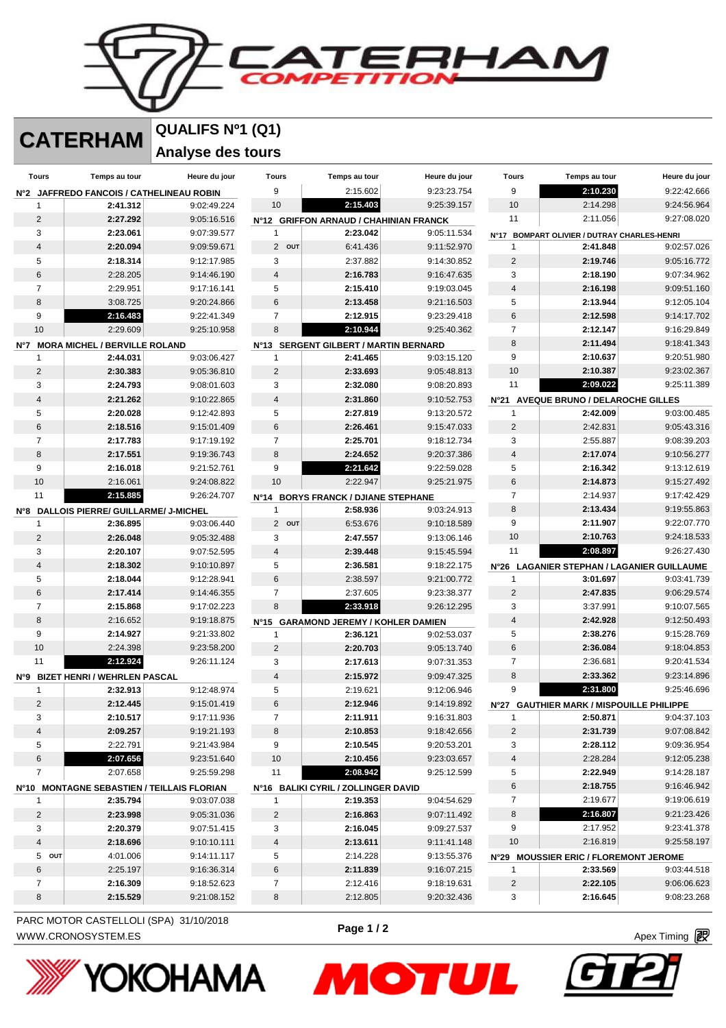# CATERHAM

## QUALIFS Nº1 (Q1)

## Analyse des tours

### N°2 JAFFREDO FANCOIS / CATHELINEAU ROBIN

| Tours | Temps au tour | Heure du jour |
|---|---|---|
| 1 | **2:41.312** | 9:02:49.224 |
| 2 | **2:27.292** | 9:05:16.516 |
| 3 | **2:23.061** | 9:07:39.577 |
| 4 | **2:20.094** | 9:09:59.671 |
| 5 | **2:18.314** | 9:12:17.985 |
| 6 | 2:28.205 | 9:14:46.190 |
| 7 | 2:29.951 | 9:17:16.141 |
| 8 | 3:08.725 | 9:20:24.866 |
| 9 | **2:16.483** | 9:22:41.349 |
| 10 | 2:29.609 | 9:25:10.958 |

### N°7 MORA MICHEL / BERVILLE ROLAND

| Tours | Temps au tour | Heure du jour |
|---|---|---|
| 1 | **2:44.031** | 9:03:06.427 |
| 2 | **2:30.383** | 9:05:36.810 |
| 3 | **2:24.793** | 9:08:01.603 |
| 4 | **2:21.262** | 9:10:22.865 |
| 5 | **2:20.028** | 9:12:42.893 |
| 6 | **2:18.516** | 9:15:01.409 |
| 7 | **2:17.783** | 9:17:19.192 |
| 8 | **2:17.551** | 9:19:36.743 |
| 9 | **2:16.018** | 9:21:52.761 |
| 10 | 2:16.061 | 9:24:08.822 |
| 11 | **2:15.885** | 9:26:24.707 |

### N°8 DALLOIS PIERRE/ GUILLARME/ J-MICHEL

| Tours | Temps au tour | Heure du jour |
|---|---|---|
| 1 | **2:36.895** | 9:03:06.440 |
| 2 | **2:26.048** | 9:05:32.488 |
| 3 | **2:20.107** | 9:07:52.595 |
| 4 | **2:18.302** | 9:10:10.897 |
| 5 | **2:18.044** | 9:12:28.941 |
| 6 | **2:17.414** | 9:14:46.355 |
| 7 | **2:15.868** | 9:17:02.223 |
| 8 | 2:16.652 | 9:19:18.875 |
| 9 | **2:14.927** | 9:21:33.802 |
| 10 | 2:24.398 | 9:23:58.200 |
| 11 | **2:12.924** | 9:26:11.124 |

### N°9 BIZET HENRI / WEHRLEN PASCAL

| Tours | Temps au tour | Heure du jour |
|---|---|---|
| 1 | **2:32.913** | 9:12:48.974 |
| 2 | **2:12.445** | 9:15:01.419 |
| 3 | **2:10.517** | 9:17:11.936 |
| 4 | **2:09.257** | 9:19:21.193 |
| 5 | 2:22.791 | 9:21:43.984 |
| 6 | **2:07.656** | 9:23:51.640 |
| 7 | 2:07.658 | 9:25:59.298 |

### N°10 MONTAGNE SEBASTIEN / TEILLAIS FLORIAN

| Tours | Temps au tour | Heure du jour |
|---|---|---|
| 1 | **2:35.794** | 9:03:07.038 |
| 2 | **2:23.998** | 9:05:31.036 |
| 3 | **2:20.379** | 9:07:51.415 |
| 4 | **2:18.696** | 9:10:10.111 |
| 5 OUT | 4:01.006 | 9:14:11.117 |
| 6 | 2:25.197 | 9:16:36.314 |
| 7 | **2:16.309** | 9:18:52.623 |
| 8 | **2:15.529** | 9:21:08.152 |
| 9 | 2:15.602 | 9:23:23.754 |
| 10 | **2:15.403** | 9:25:39.157 |

### N°12 GRIFFON ARNAUD / CHAHINIAN FRANCK

| Tours | Temps au tour | Heure du jour |
|---|---|---|
| 1 | **2:23.042** | 9:05:11.534 |
| 2 OUT | 6:41.436 | 9:11:52.970 |
| 3 | 2:37.882 | 9:14:30.852 |
| 4 | **2:16.783** | 9:16:47.635 |
| 5 | **2:15.410** | 9:19:03.045 |
| 6 | **2:13.458** | 9:21:16.503 |
| 7 | **2:12.915** | 9:23:29.418 |
| 8 | **2:10.944** | 9:25:40.362 |

### N°13 SERGENT GILBERT / MARTIN BERNARD

| Tours | Temps au tour | Heure du jour |
|---|---|---|
| 1 | **2:41.465** | 9:03:15.120 |
| 2 | **2:33.693** | 9:05:48.813 |
| 3 | **2:32.080** | 9:08:20.893 |
| 4 | **2:31.860** | 9:10:52.753 |
| 5 | **2:27.819** | 9:13:20.572 |
| 6 | **2:26.461** | 9:15:47.033 |
| 7 | **2:25.701** | 9:18:12.734 |
| 8 | **2:24.652** | 9:20:37.386 |
| 9 | **2:21.642** | 9:22:59.028 |
| 10 | 2:22.947 | 9:25:21.975 |

### N°14 BORYS FRANCK / DJIANE STEPHANE

| Tours | Temps au tour | Heure du jour |
|---|---|---|
| 1 | **2:58.936** | 9:03:24.913 |
| 2 OUT | 6:53.676 | 9:10:18.589 |
| 3 | **2:47.557** | 9:13:06.146 |
| 4 | **2:39.448** | 9:15:45.594 |
| 5 | **2:36.581** | 9:18:22.175 |
| 6 | 2:38.597 | 9:21:00.772 |
| 7 | 2:37.605 | 9:23:38.377 |
| 8 | **2:33.918** | 9:26:12.295 |

### N°15 GARAMOND JEREMY / KOHLER DAMIEN

| Tours | Temps au tour | Heure du jour |
|---|---|---|
| 1 | **2:36.121** | 9:02:53.037 |
| 2 | **2:20.703** | 9:05:13.740 |
| 3 | **2:17.613** | 9:07:31.353 |
| 4 | **2:15.972** | 9:09:47.325 |
| 5 | 2:19.621 | 9:12:06.946 |
| 6 | **2:12.946** | 9:14:19.892 |
| 7 | **2:11.911** | 9:16:31.803 |
| 8 | **2:10.853** | 9:18:42.656 |
| 9 | **2:10.545** | 9:20:53.201 |
| 10 | **2:10.456** | 9:23:03.657 |
| 11 | **2:08.942** | 9:25:12.599 |

### N°16 BALIKI CYRIL / ZOLLINGER DAVID

| Tours | Temps au tour | Heure du jour |
|---|---|---|
| 1 | **2:19.353** | 9:04:54.629 |
| 2 | **2:16.863** | 9:07:11.492 |
| 3 | **2:16.045** | 9:09:27.537 |
| 4 | **2:13.611** | 9:11:41.148 |
| 5 | 2:14.228 | 9:13:55.376 |
| 6 | **2:11.839** | 9:16:07.215 |
| 7 | 2:12.416 | 9:18:19.631 |
| 8 | 2:12.805 | 9:20:32.436 |
| 9 | **2:10.230** | 9:22:42.666 |
| 10 | 2:14.298 | 9:24:56.964 |
| 11 | 2:11.056 | 9:27:08.020 |

### N°17 BOMPART OLIVIER / DUTRAY CHARLES-HENRI

| Tours | Temps au tour | Heure du jour |
|---|---|---|
| 1 | **2:41.848** | 9:02:57.026 |
| 2 | **2:19.746** | 9:05:16.772 |
| 3 | **2:18.190** | 9:07:34.962 |
| 4 | **2:16.198** | 9:09:51.160 |
| 5 | **2:13.944** | 9:12:05.104 |
| 6 | **2:12.598** | 9:14:17.702 |
| 7 | **2:12.147** | 9:16:29.849 |
| 8 | **2:11.494** | 9:18:41.343 |
| 9 | **2:10.637** | 9:20:51.980 |
| 10 | **2:10.387** | 9:23:02.367 |
| 11 | **2:09.022** | 9:25:11.389 |

### N°21 AVEQUE BRUNO / DELAROCHE GILLES

| Tours | Temps au tour | Heure du jour |
|---|---|---|
| 1 | **2:42.009** | 9:03:00.485 |
| 2 | 2:42.831 | 9:05:43.316 |
| 3 | 2:55.887 | 9:08:39.203 |
| 4 | **2:17.074** | 9:10:56.277 |
| 5 | **2:16.342** | 9:13:12.619 |
| 6 | **2:14.873** | 9:15:27.492 |
| 7 | 2:14.937 | 9:17:42.429 |
| 8 | **2:13.434** | 9:19:55.863 |
| 9 | **2:11.907** | 9:22:07.770 |
| 10 | **2:10.763** | 9:24:18.533 |
| 11 | **2:08.897** | 9:26:27.430 |

### N°26 LAGANIER STEPHAN / LAGANIER GUILLAUME

| Tours | Temps au tour | Heure du jour |
|---|---|---|
| 1 | **3:01.697** | 9:03:41.739 |
| 2 | **2:47.835** | 9:06:29.574 |
| 3 | 3:37.991 | 9:10:07.565 |
| 4 | **2:42.928** | 9:12:50.493 |
| 5 | **2:38.276** | 9:15:28.769 |
| 6 | **2:36.084** | 9:18:04.853 |
| 7 | 2:36.681 | 9:20:41.534 |
| 8 | **2:33.362** | 9:23:14.896 |
| 9 | **2:31.800** | 9:25:46.696 |

### N°27 GAUTHIER MARK / MISPOUILLE PHILIPPE

| Tours | Temps au tour | Heure du jour |
|---|---|---|
| 1 | **2:50.871** | 9:04:37.103 |
| 2 | **2:31.739** | 9:07:08.842 |
| 3 | **2:28.112** | 9:09:36.954 |
| 4 | 2:28.284 | 9:12:05.238 |
| 5 | **2:22.949** | 9:14:28.187 |
| 6 | **2:18.755** | 9:16:46.942 |
| 7 | 2:19.677 | 9:19:06.619 |
| 8 | **2:16.807** | 9:21:23.426 |
| 9 | 2:17.952 | 9:23:41.378 |
| 10 | 2:16.819 | 9:25:58.197 |

### N°29 MOUSSIER ERIC / FLOREMONT JEROME

| Tours | Temps au tour | Heure du jour |
|---|---|---|
| 1 | **2:33.569** | 9:03:44.518 |
| 2 | **2:22.105** | 9:06:06.623 |
| 3 | **2:16.645** | 9:08:23.268 |

PARC MOTOR CASTELLOLI (SPA) 31/10/2018
WWW.CRONOSYSTEM.ES

Apex Timing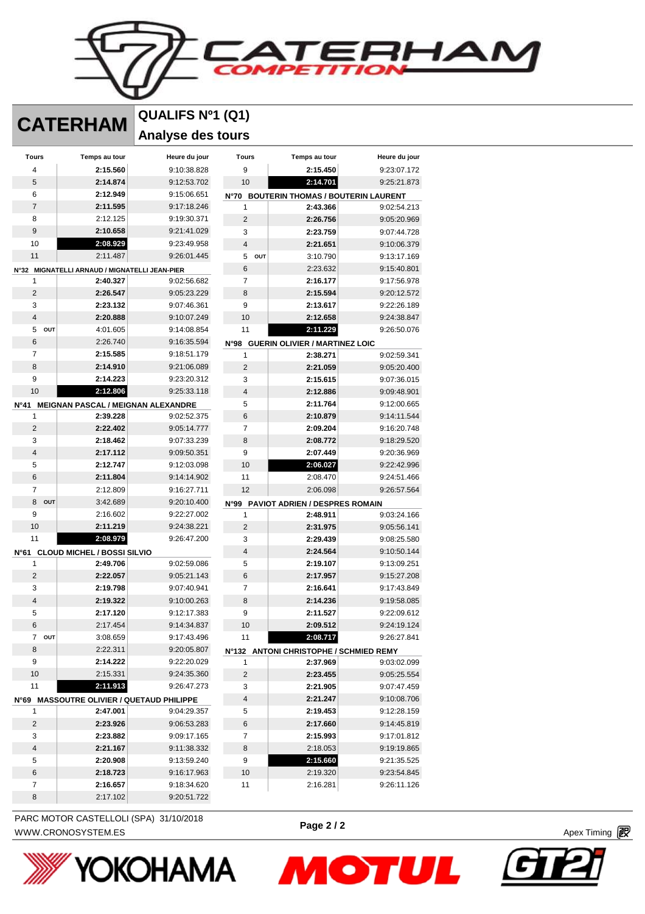## CATERHAM

## QUALIFS Nº1 (Q1)

## Analyse des tours

| Tours | Temps au tour | Heure du jour |
|---|---|---|
| 4 | **2:15.560** | 9:10:38.828 |
| 5 | **2:14.874** | 9:12:53.702 |
| 6 | **2:12.949** | 9:15:06.651 |
| 7 | **2:11.595** | 9:17:18.246 |
| 8 | 2:12.125 | 9:19:30.371 |
| 9 | **2:10.658** | 9:21:41.029 |
| 10 | **2:08.929** | 9:23:49.958 |
| 11 | 2:11.487 | 9:26:01.445 |
| **N°32 MIGNATELLI ARNAUD / MIGNATELLI JEAN-PIER** | | |
| 1 | **2:40.327** | 9:02:56.682 |
| 2 | **2:26.547** | 9:05:23.229 |
| 3 | **2:23.132** | 9:07:46.361 |
| 4 | **2:20.888** | 9:10:07.249 |
| 5 OUT | 4:01.605 | 9:14:08.854 |
| 6 | 2:26.740 | 9:16:35.594 |
| 7 | **2:15.585** | 9:18:51.179 |
| 8 | **2:14.910** | 9:21:06.089 |
| 9 | **2:14.223** | 9:23:20.312 |
| 10 | **2:12.806** | 9:25:33.118 |
| **N°41 MEIGNAN PASCAL / MEIGNAN ALEXANDRE** | | |
| 1 | **2:39.228** | 9:02:52.375 |
| 2 | **2:22.402** | 9:05:14.777 |
| 3 | **2:18.462** | 9:07:33.239 |
| 4 | **2:17.112** | 9:09:50.351 |
| 5 | **2:12.747** | 9:12:03.098 |
| 6 | **2:11.804** | 9:14:14.902 |
| 7 | 2:12.809 | 9:16:27.711 |
| 8 OUT | 3:42.689 | 9:20:10.400 |
| 9 | 2:16.602 | 9:22:27.002 |
| 10 | **2:11.219** | 9:24:38.221 |
| 11 | **2:08.979** | 9:26:47.200 |
| **N°61 CLOUD MICHEL / BOSSI SILVIO** | | |
| 1 | **2:49.706** | 9:02:59.086 |
| 2 | **2:22.057** | 9:05:21.143 |
| 3 | **2:19.798** | 9:07:40.941 |
| 4 | **2:19.322** | 9:10:00.263 |
| 5 | **2:17.120** | 9:12:17.383 |
| 6 | 2:17.454 | 9:14:34.837 |
| 7 OUT | 3:08.659 | 9:17:43.496 |
| 8 | 2:22.311 | 9:20:05.807 |
| 9 | **2:14.222** | 9:22:20.029 |
| 10 | 2:15.331 | 9:24:35.360 |
| 11 | **2:11.913** | 9:26:47.273 |
| **N°69 MASSOUTRE OLIVIER / QUETAUD PHILIPPE** | | |
| 1 | **2:47.001** | 9:04:29.357 |
| 2 | **2:23.926** | 9:06:53.283 |
| 3 | **2:23.882** | 9:09:17.165 |
| 4 | **2:21.167** | 9:11:38.332 |
| 5 | **2:20.908** | 9:13:59.240 |
| 6 | **2:18.723** | 9:16:17.963 |
| 7 | **2:16.657** | 9:18:34.620 |
| 8 | 2:17.102 | 9:20:51.722 |
| 9 | **2:15.450** | 9:23:07.172 |
| 10 | **2:14.701** | 9:25:21.873 |
| **N°70 BOUTERIN THOMAS / BOUTERIN LAURENT** | | |
| 1 | **2:43.366** | 9:02:54.213 |
| 2 | **2:26.756** | 9:05:20.969 |
| 3 | **2:23.759** | 9:07:44.728 |
| 4 | **2:21.651** | 9:10:06.379 |
| 5 OUT | 3:10.790 | 9:13:17.169 |
| 6 | 2:23.632 | 9:15:40.801 |
| 7 | **2:16.177** | 9:17:56.978 |
| 8 | **2:15.594** | 9:20:12.572 |
| 9 | **2:13.617** | 9:22:26.189 |
| 10 | **2:12.658** | 9:24:38.847 |
| 11 | **2:11.229** | 9:26:50.076 |
| **N°98 GUERIN OLIVIER / MARTINEZ LOIC** | | |
| 1 | **2:38.271** | 9:02:59.341 |
| 2 | **2:21.059** | 9:05:20.400 |
| 3 | **2:15.615** | 9:07:36.015 |
| 4 | **2:12.886** | 9:09:48.901 |
| 5 | **2:11.764** | 9:12:00.665 |
| 6 | **2:10.879** | 9:14:11.544 |
| 7 | **2:09.204** | 9:16:20.748 |
| 8 | **2:08.772** | 9:18:29.520 |
| 9 | **2:07.449** | 9:20:36.969 |
| 10 | **2:06.027** | 9:22:42.996 |
| 11 | 2:08.470 | 9:24:51.466 |
| 12 | 2:06.098 | 9:26:57.564 |
| **N°99 PAVIOT ADRIEN / DESPRES ROMAIN** | | |
| 1 | **2:48.911** | 9:03:24.166 |
| 2 | **2:31.975** | 9:05:56.141 |
| 3 | **2:29.439** | 9:08:25.580 |
| 4 | **2:24.564** | 9:10:50.144 |
| 5 | **2:19.107** | 9:13:09.251 |
| 6 | **2:17.957** | 9:15:27.208 |
| 7 | **2:16.641** | 9:17:43.849 |
| 8 | **2:14.236** | 9:19:58.085 |
| 9 | **2:11.527** | 9:22:09.612 |
| 10 | **2:09.512** | 9:24:19.124 |
| 11 | **2:08.717** | 9:26:27.841 |
| **N°132 ANTONI CHRISTOPHE / SCHMIED REMY** | | |
| 1 | **2:37.969** | 9:03:02.099 |
| 2 | **2:23.455** | 9:05:25.554 |
| 3 | **2:21.905** | 9:07:47.459 |
| 4 | **2:21.247** | 9:10:08.706 |
| 5 | **2:19.453** | 9:12:28.159 |
| 6 | **2:17.660** | 9:14:45.819 |
| 7 | **2:15.993** | 9:17:01.812 |
| 8 | 2:18.053 | 9:19:19.865 |
| 9 | **2:15.660** | 9:21:35.525 |
| 10 | 2:19.320 | 9:23:54.845 |
| 11 | 2:16.281 | 9:26:11.126 |

PARC MOTOR CASTELLOLI (SPA) 31/10/2018
WWW.CRONOSYSTEM.ES

Apex Timing